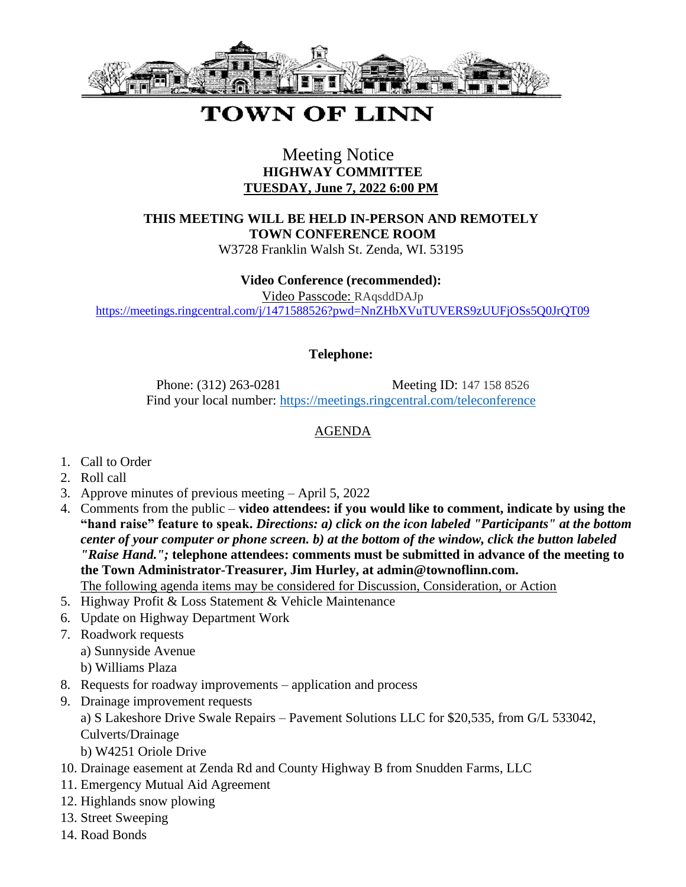# TOWN OF LINN

## Meeting Notice
**HIGHWAY COMMITTEE**
**TUESDAY, June 7, 2022 6:00 PM**

**THIS MEETING WILL BE HELD IN-PERSON AND REMOTELY**
**TOWN CONFERENCE ROOM**
W3728 Franklin Walsh St. Zenda, WI. 53195

**Video Conference (recommended):**
Video Passcode: RAqsddDAJp
https://meetings.ringcentral.com/j/1471588526?pwd=NnZHbXVuTUVERS9zUUFjOSs5Q0JrQT09

**Telephone:**

Phone: (312) 263-0281 Meeting ID: 147 158 8526
Find your local number: https://meetings.ringcentral.com/teleconference

## AGENDA

1. Call to Order
2. Roll call
3. Approve minutes of previous meeting – April 5, 2022
4. Comments from the public – **video attendees: if you would like to comment, indicate by using the "hand raise" feature to speak.** ***Directions: a) click on the icon labeled "Participants" at the bottom center of your computer or phone screen. b) at the bottom of the window, click the button labeled "Raise Hand.";*** **telephone attendees: comments must be submitted in advance of the meeting to the Town Administrator-Treasurer, Jim Hurley, at admin@townoflinn.com.**
   The following agenda items may be considered for Discussion, Consideration, or Action
5. Highway Profit & Loss Statement & Vehicle Maintenance
6. Update on Highway Department Work
7. Roadwork requests
   a) Sunnyside Avenue
   b) Williams Plaza
8. Requests for roadway improvements – application and process
9. Drainage improvement requests
   a) S Lakeshore Drive Swale Repairs – Pavement Solutions LLC for $20,535, from G/L 533042, Culverts/Drainage
   b) W4251 Oriole Drive
10. Drainage easement at Zenda Rd and County Highway B from Snudden Farms, LLC
11. Emergency Mutual Aid Agreement
12. Highlands snow plowing
13. Street Sweeping
14. Road Bonds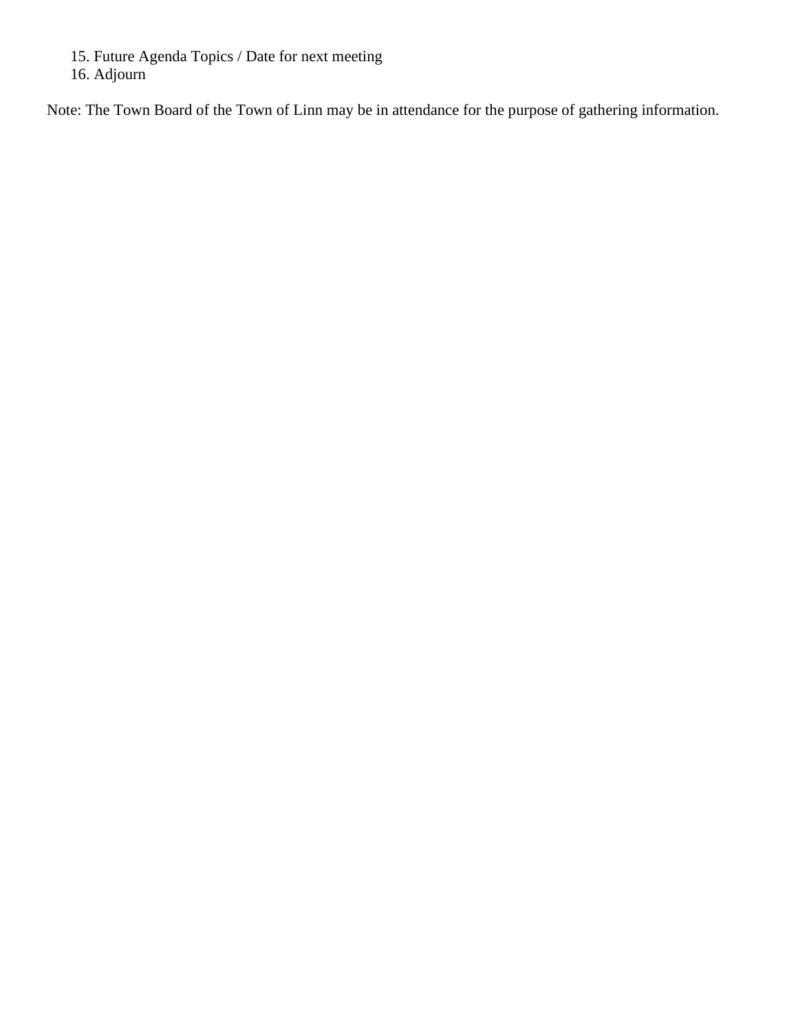15. Future Agenda Topics / Date for next meeting
16. Adjourn

Note: The Town Board of the Town of Linn may be in attendance for the purpose of gathering information.